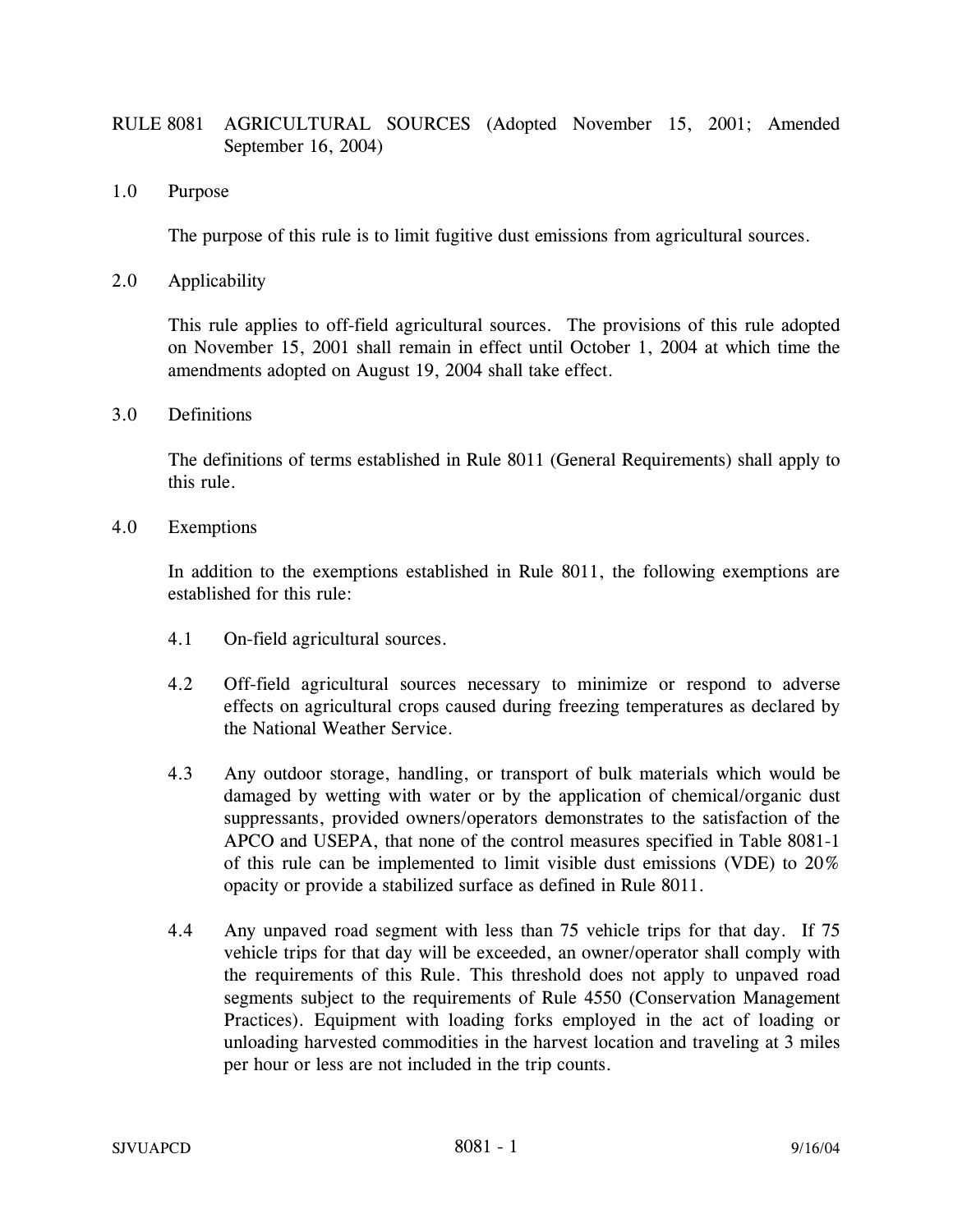# RULE 8081 AGRICULTURAL SOURCES (Adopted November 15, 2001; Amended September 16, 2004)

## 1.0 Purpose

The purpose of this rule is to limit fugitive dust emissions from agricultural sources.

## 2.0 Applicability

This rule applies to off-field agricultural sources. The provisions of this rule adopted on November 15, 2001 shall remain in effect until October 1, 2004 at which time the amendments adopted on August 19, 2004 shall take effect.

## 3.0 Definitions

The definitions of terms established in Rule 8011 (General Requirements) shall apply to this rule.

## 4.0 Exemptions

In addition to the exemptions established in Rule 8011, the following exemptions are established for this rule:

4.1 On-field agricultural sources.

4.2 Off-field agricultural sources necessary to minimize or respond to adverse effects on agricultural crops caused during freezing temperatures as declared by the National Weather Service.

4.3 Any outdoor storage, handling, or transport of bulk materials which would be damaged by wetting with water or by the application of chemical/organic dust suppressants, provided owners/operators demonstrates to the satisfaction of the APCO and USEPA, that none of the control measures specified in Table 8081-1 of this rule can be implemented to limit visible dust emissions (VDE) to 20% opacity or provide a stabilized surface as defined in Rule 8011.

4.4 Any unpaved road segment with less than 75 vehicle trips for that day. If 75 vehicle trips for that day will be exceeded, an owner/operator shall comply with the requirements of this Rule. This threshold does not apply to unpaved road segments subject to the requirements of Rule 4550 (Conservation Management Practices). Equipment with loading forks employed in the act of loading or unloading harvested commodities in the harvest location and traveling at 3 miles per hour or less are not included in the trip counts.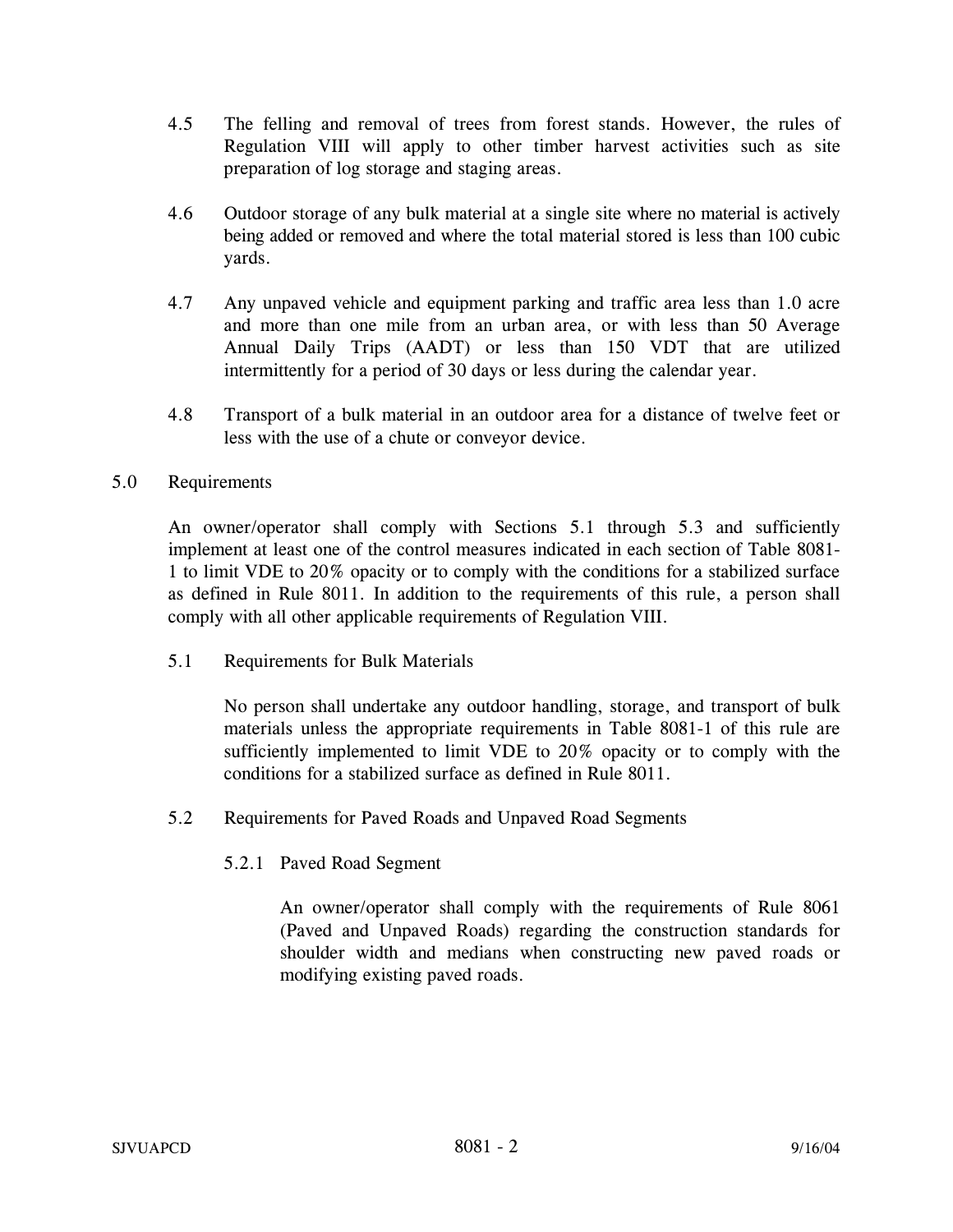4.5 The felling and removal of trees from forest stands. However, the rules of Regulation VIII will apply to other timber harvest activities such as site preparation of log storage and staging areas.

4.6 Outdoor storage of any bulk material at a single site where no material is actively being added or removed and where the total material stored is less than 100 cubic yards.

4.7 Any unpaved vehicle and equipment parking and traffic area less than 1.0 acre and more than one mile from an urban area, or with less than 50 Average Annual Daily Trips (AADT) or less than 150 VDT that are utilized intermittently for a period of 30 days or less during the calendar year.

4.8 Transport of a bulk material in an outdoor area for a distance of twelve feet or less with the use of a chute or conveyor device.

## 5.0 Requirements

An owner/operator shall comply with Sections 5.1 through 5.3 and sufficiently implement at least one of the control measures indicated in each section of Table 8081-1 to limit VDE to 20% opacity or to comply with the conditions for a stabilized surface as defined in Rule 8011. In addition to the requirements of this rule, a person shall comply with all other applicable requirements of Regulation VIII.

### 5.1 Requirements for Bulk Materials

No person shall undertake any outdoor handling, storage, and transport of bulk materials unless the appropriate requirements in Table 8081-1 of this rule are sufficiently implemented to limit VDE to 20% opacity or to comply with the conditions for a stabilized surface as defined in Rule 8011.

### 5.2 Requirements for Paved Roads and Unpaved Road Segments

#### 5.2.1 Paved Road Segment

An owner/operator shall comply with the requirements of Rule 8061 (Paved and Unpaved Roads) regarding the construction standards for shoulder width and medians when constructing new paved roads or modifying existing paved roads.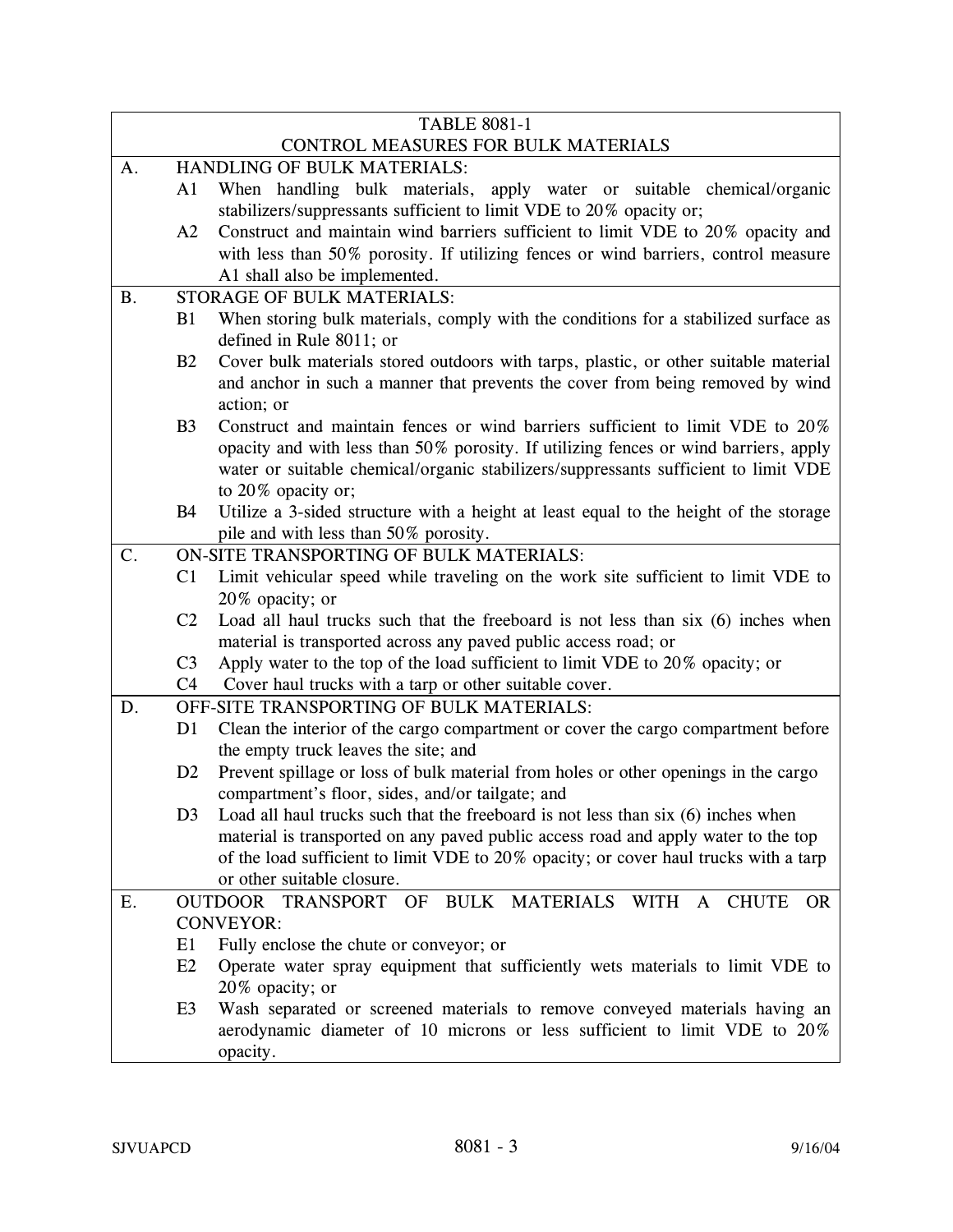| TABLE 8081-1<br>CONTROL MEASURES FOR BULK MATERIALS | | |
|---|---|---|
| A. | HANDLING OF BULK MATERIALS: | |
| | A1 | When handling bulk materials, apply water or suitable chemical/organic stabilizers/suppressants sufficient to limit VDE to 20% opacity or; |
| | A2 | Construct and maintain wind barriers sufficient to limit VDE to 20% opacity and with less than 50% porosity. If utilizing fences or wind barriers, control measure A1 shall also be implemented. |
| B. | STORAGE OF BULK MATERIALS: | |
| | B1 | When storing bulk materials, comply with the conditions for a stabilized surface as defined in Rule 8011; or |
| | B2 | Cover bulk materials stored outdoors with tarps, plastic, or other suitable material and anchor in such a manner that prevents the cover from being removed by wind action; or |
| | B3 | Construct and maintain fences or wind barriers sufficient to limit VDE to 20% opacity and with less than 50% porosity. If utilizing fences or wind barriers, apply water or suitable chemical/organic stabilizers/suppressants sufficient to limit VDE to 20% opacity or; |
| | B4 | Utilize a 3-sided structure with a height at least equal to the height of the storage pile and with less than 50% porosity. |
| C. | ON-SITE TRANSPORTING OF BULK MATERIALS: | |
| | C1 | Limit vehicular speed while traveling on the work site sufficient to limit VDE to 20% opacity; or |
| | C2 | Load all haul trucks such that the freeboard is not less than six (6) inches when material is transported across any paved public access road; or |
| | C3 | Apply water to the top of the load sufficient to limit VDE to 20% opacity; or |
| | C4 | Cover haul trucks with a tarp or other suitable cover. |
| D. | OFF-SITE TRANSPORTING OF BULK MATERIALS: | |
| | D1 | Clean the interior of the cargo compartment or cover the cargo compartment before the empty truck leaves the site; and |
| | D2 | Prevent spillage or loss of bulk material from holes or other openings in the cargo compartment's floor, sides, and/or tailgate; and |
| | D3 | Load all haul trucks such that the freeboard is not less than six (6) inches when material is transported on any paved public access road and apply water to the top of the load sufficient to limit VDE to 20% opacity; or cover haul trucks with a tarp or other suitable closure. |
| E. | OUTDOOR TRANSPORT OF BULK MATERIALS WITH A CHUTE OR CONVEYOR: | |
| | E1 | Fully enclose the chute or conveyor; or |
| | E2 | Operate water spray equipment that sufficiently wets materials to limit VDE to 20% opacity; or |
| | E3 | Wash separated or screened materials to remove conveyed materials having an aerodynamic diameter of 10 microns or less sufficient to limit VDE to 20% opacity. |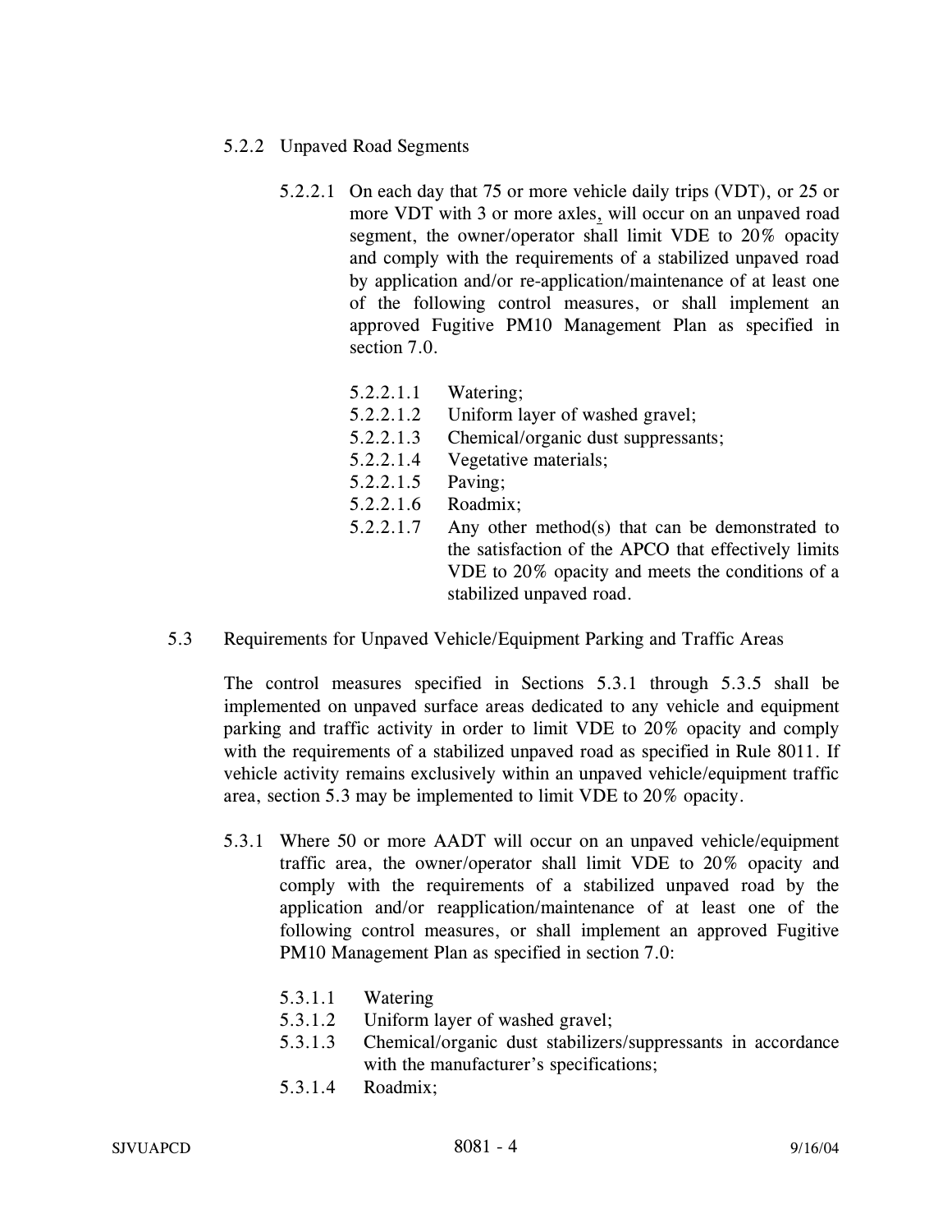5.2.2 Unpaved Road Segments

5.2.2.1 On each day that 75 or more vehicle daily trips (VDT), or 25 or more VDT with 3 or more axles, will occur on an unpaved road segment, the owner/operator shall limit VDE to 20% opacity and comply with the requirements of a stabilized unpaved road by application and/or re-application/maintenance of at least one of the following control measures, or shall implement an approved Fugitive PM10 Management Plan as specified in section 7.0.

5.2.2.1.1 Watering;
5.2.2.1.2 Uniform layer of washed gravel;
5.2.2.1.3 Chemical/organic dust suppressants;
5.2.2.1.4 Vegetative materials;
5.2.2.1.5 Paving;
5.2.2.1.6 Roadmix;
5.2.2.1.7 Any other method(s) that can be demonstrated to the satisfaction of the APCO that effectively limits VDE to 20% opacity and meets the conditions of a stabilized unpaved road.

5.3 Requirements for Unpaved Vehicle/Equipment Parking and Traffic Areas

The control measures specified in Sections 5.3.1 through 5.3.5 shall be implemented on unpaved surface areas dedicated to any vehicle and equipment parking and traffic activity in order to limit VDE to 20% opacity and comply with the requirements of a stabilized unpaved road as specified in Rule 8011. If vehicle activity remains exclusively within an unpaved vehicle/equipment traffic area, section 5.3 may be implemented to limit VDE to 20% opacity.

5.3.1 Where 50 or more AADT will occur on an unpaved vehicle/equipment traffic area, the owner/operator shall limit VDE to 20% opacity and comply with the requirements of a stabilized unpaved road by the application and/or reapplication/maintenance of at least one of the following control measures, or shall implement an approved Fugitive PM10 Management Plan as specified in section 7.0:

5.3.1.1 Watering
5.3.1.2 Uniform layer of washed gravel;
5.3.1.3 Chemical/organic dust stabilizers/suppressants in accordance with the manufacturer's specifications;
5.3.1.4 Roadmix;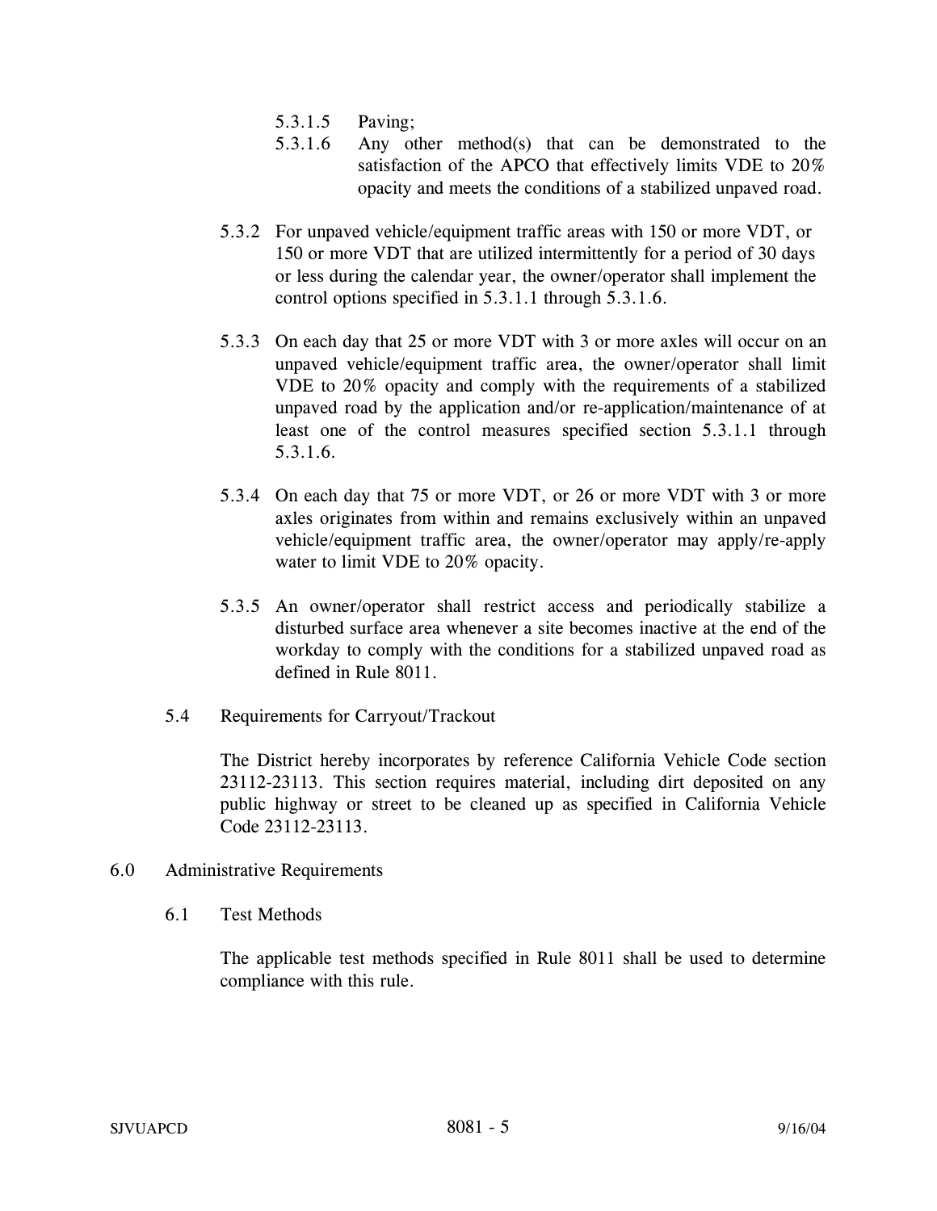5.3.1.5 Paving;

5.3.1.6 Any other method(s) that can be demonstrated to the satisfaction of the APCO that effectively limits VDE to 20% opacity and meets the conditions of a stabilized unpaved road.

5.3.2 For unpaved vehicle/equipment traffic areas with 150 or more VDT, or 150 or more VDT that are utilized intermittently for a period of 30 days or less during the calendar year, the owner/operator shall implement the control options specified in 5.3.1.1 through 5.3.1.6.

5.3.3 On each day that 25 or more VDT with 3 or more axles will occur on an unpaved vehicle/equipment traffic area, the owner/operator shall limit VDE to 20% opacity and comply with the requirements of a stabilized unpaved road by the application and/or re-application/maintenance of at least one of the control measures specified section 5.3.1.1 through 5.3.1.6.

5.3.4 On each day that 75 or more VDT, or 26 or more VDT with 3 or more axles originates from within and remains exclusively within an unpaved vehicle/equipment traffic area, the owner/operator may apply/re-apply water to limit VDE to 20% opacity.

5.3.5 An owner/operator shall restrict access and periodically stabilize a disturbed surface area whenever a site becomes inactive at the end of the workday to comply with the conditions for a stabilized unpaved road as defined in Rule 8011.

### 5.4 Requirements for Carryout/Trackout

The District hereby incorporates by reference California Vehicle Code section 23112-23113. This section requires material, including dirt deposited on any public highway or street to be cleaned up as specified in California Vehicle Code 23112-23113.

## 6.0 Administrative Requirements

### 6.1 Test Methods

The applicable test methods specified in Rule 8011 shall be used to determine compliance with this rule.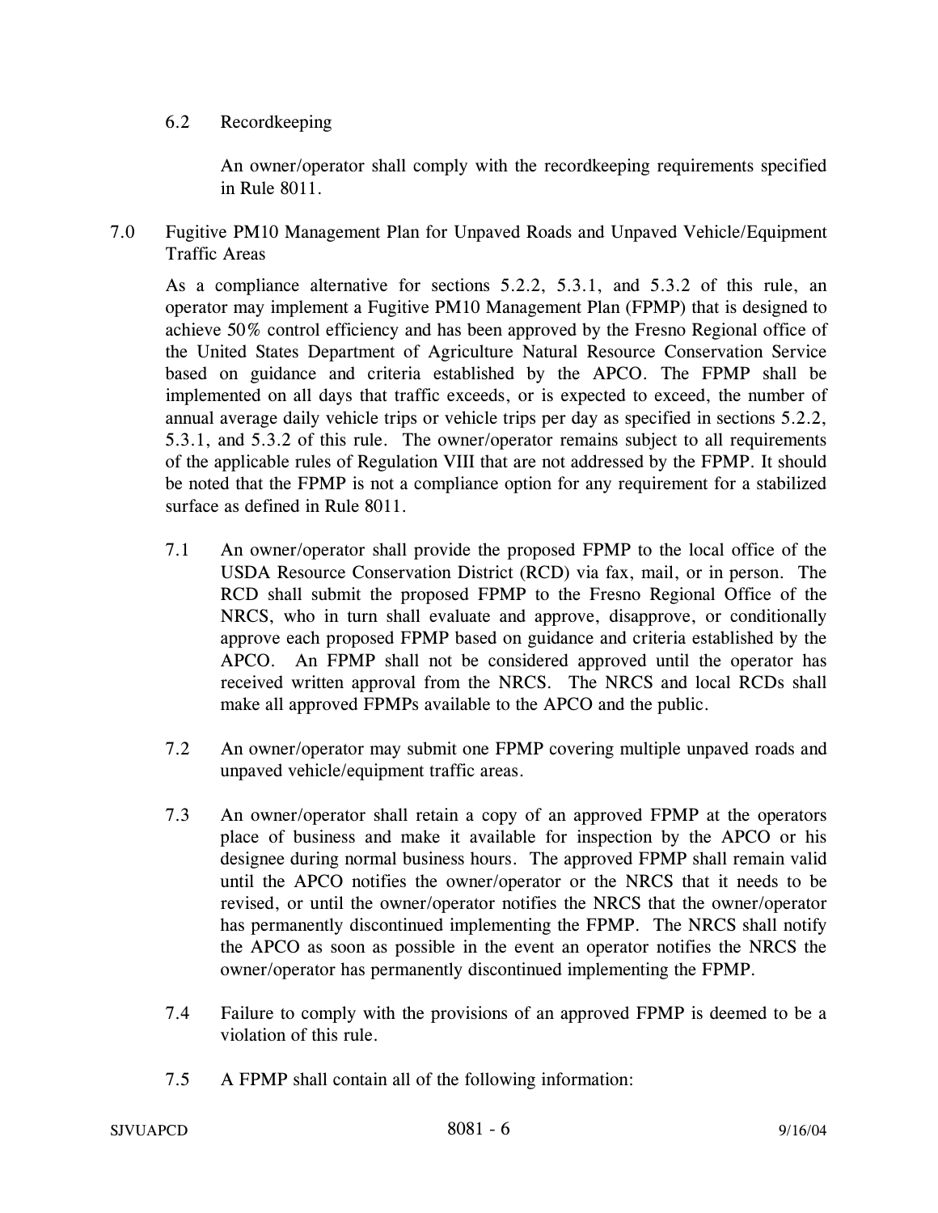### 6.2 Recordkeeping

An owner/operator shall comply with the recordkeeping requirements specified in Rule 8011.

## 7.0 Fugitive PM10 Management Plan for Unpaved Roads and Unpaved Vehicle/Equipment Traffic Areas

As a compliance alternative for sections 5.2.2, 5.3.1, and 5.3.2 of this rule, an operator may implement a Fugitive PM10 Management Plan (FPMP) that is designed to achieve 50% control efficiency and has been approved by the Fresno Regional office of the United States Department of Agriculture Natural Resource Conservation Service based on guidance and criteria established by the APCO. The FPMP shall be implemented on all days that traffic exceeds, or is expected to exceed, the number of annual average daily vehicle trips or vehicle trips per day as specified in sections 5.2.2, 5.3.1, and 5.3.2 of this rule. The owner/operator remains subject to all requirements of the applicable rules of Regulation VIII that are not addressed by the FPMP. It should be noted that the FPMP is not a compliance option for any requirement for a stabilized surface as defined in Rule 8011.

7.1 An owner/operator shall provide the proposed FPMP to the local office of the USDA Resource Conservation District (RCD) via fax, mail, or in person. The RCD shall submit the proposed FPMP to the Fresno Regional Office of the NRCS, who in turn shall evaluate and approve, disapprove, or conditionally approve each proposed FPMP based on guidance and criteria established by the APCO. An FPMP shall not be considered approved until the operator has received written approval from the NRCS. The NRCS and local RCDs shall make all approved FPMPs available to the APCO and the public.

7.2 An owner/operator may submit one FPMP covering multiple unpaved roads and unpaved vehicle/equipment traffic areas.

7.3 An owner/operator shall retain a copy of an approved FPMP at the operators place of business and make it available for inspection by the APCO or his designee during normal business hours. The approved FPMP shall remain valid until the APCO notifies the owner/operator or the NRCS that it needs to be revised, or until the owner/operator notifies the NRCS that the owner/operator has permanently discontinued implementing the FPMP. The NRCS shall notify the APCO as soon as possible in the event an operator notifies the NRCS the owner/operator has permanently discontinued implementing the FPMP.

7.4 Failure to comply with the provisions of an approved FPMP is deemed to be a violation of this rule.

7.5 A FPMP shall contain all of the following information: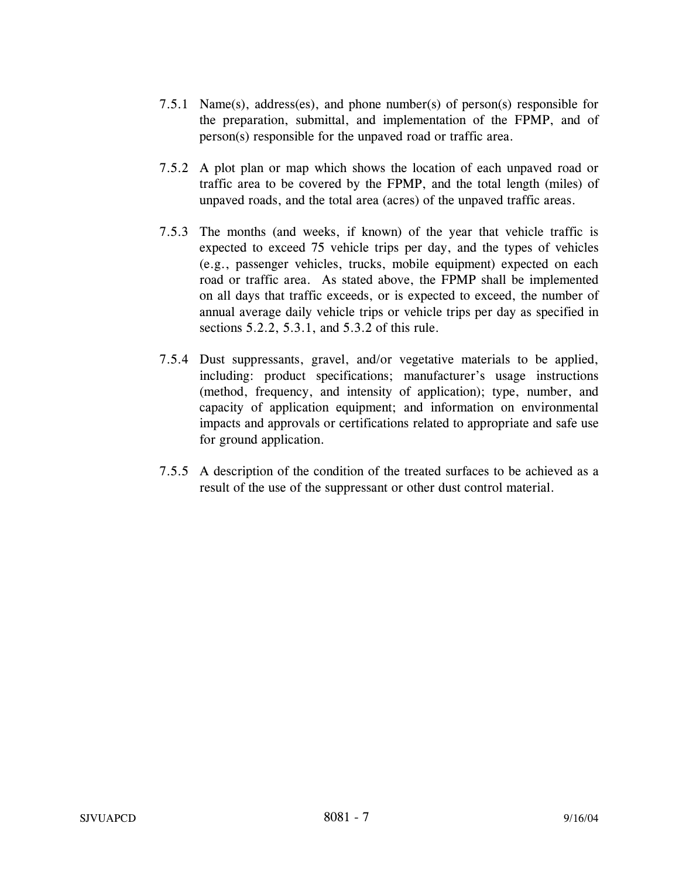7.5.1 Name(s), address(es), and phone number(s) of person(s) responsible for the preparation, submittal, and implementation of the FPMP, and of person(s) responsible for the unpaved road or traffic area.

7.5.2 A plot plan or map which shows the location of each unpaved road or traffic area to be covered by the FPMP, and the total length (miles) of unpaved roads, and the total area (acres) of the unpaved traffic areas.

7.5.3 The months (and weeks, if known) of the year that vehicle traffic is expected to exceed 75 vehicle trips per day, and the types of vehicles (e.g., passenger vehicles, trucks, mobile equipment) expected on each road or traffic area. As stated above, the FPMP shall be implemented on all days that traffic exceeds, or is expected to exceed, the number of annual average daily vehicle trips or vehicle trips per day as specified in sections 5.2.2, 5.3.1, and 5.3.2 of this rule.

7.5.4 Dust suppressants, gravel, and/or vegetative materials to be applied, including: product specifications; manufacturer's usage instructions (method, frequency, and intensity of application); type, number, and capacity of application equipment; and information on environmental impacts and approvals or certifications related to appropriate and safe use for ground application.

7.5.5 A description of the condition of the treated surfaces to be achieved as a result of the use of the suppressant or other dust control material.